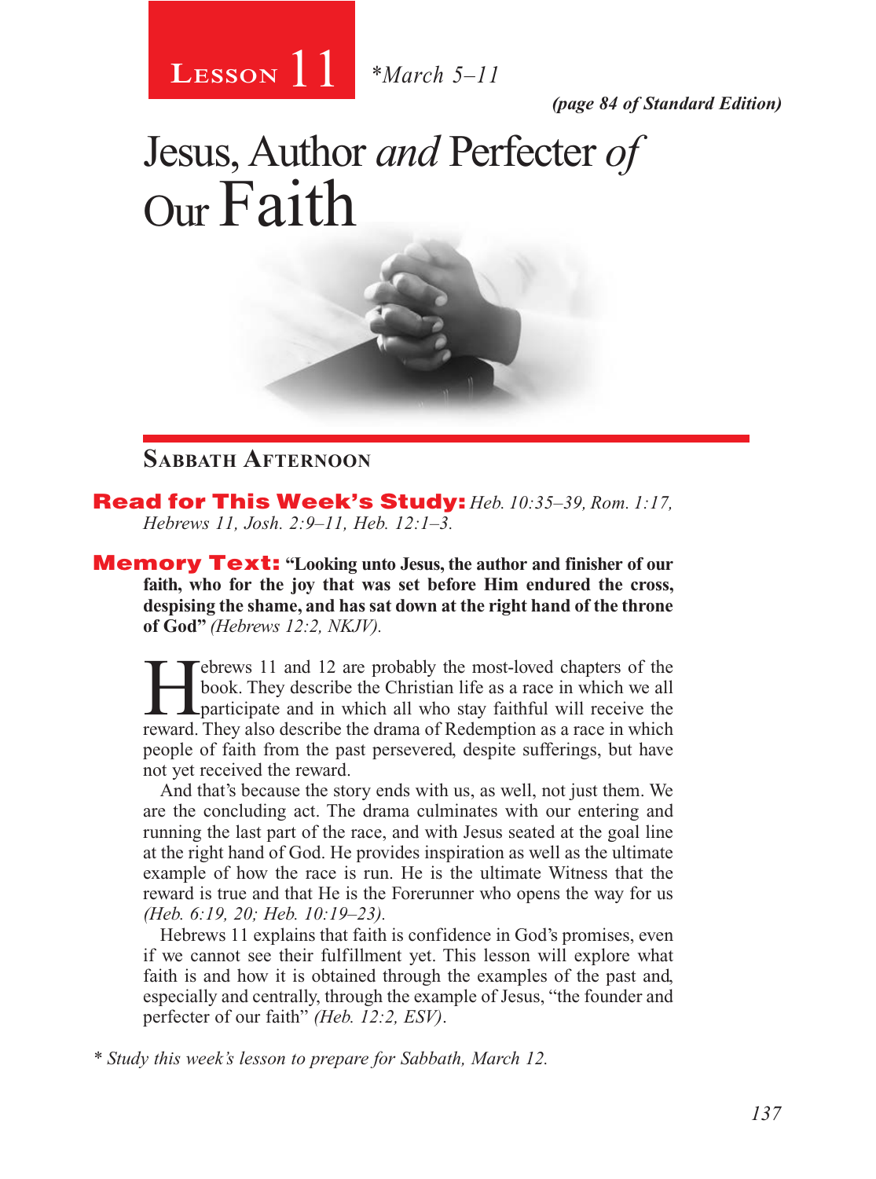**Lesson 11** *March 5–11

*(page 84 of Standard Edition)*

# Jesus, Author *and* Perfecter *of* Our Faith

## Sabbath Afternoon

**Read for This Week's Study:** *Heb. 10:35–39, Rom. 1:17, Hebrews 11, Josh. 2:9–11, Heb. 12:1–3.*

**Memory Text:** **"Looking unto Jesus, the author and finisher of our faith, who for the joy that was set before Him endured the cross, despising the shame, and has sat down at the right hand of the throne of God"** *(Hebrews 12:2, NKJV).*

Hebrews 11 and 12 are probably the most-loved chapters of the book. They describe the Christian life as a race in which we all participate and in which all who stay faithful will receive the reward. They also describe the drama of Redemption as a race in which people of faith from the past persevered, despite sufferings, but have not yet received the reward.

And that's because the story ends with us, as well, not just them. We are the concluding act. The drama culminates with our entering and running the last part of the race, and with Jesus seated at the goal line at the right hand of God. He provides inspiration as well as the ultimate example of how the race is run. He is the ultimate Witness that the reward is true and that He is the Forerunner who opens the way for us *(Heb. 6:19, 20; Heb. 10:19–23).*

Hebrews 11 explains that faith is confidence in God's promises, even if we cannot see their fulfillment yet. This lesson will explore what faith is and how it is obtained through the examples of the past and, especially and centrally, through the example of Jesus, "the founder and perfecter of our faith" *(Heb. 12:2, ESV)*.

*\* Study this week's lesson to prepare for Sabbath, March 12.*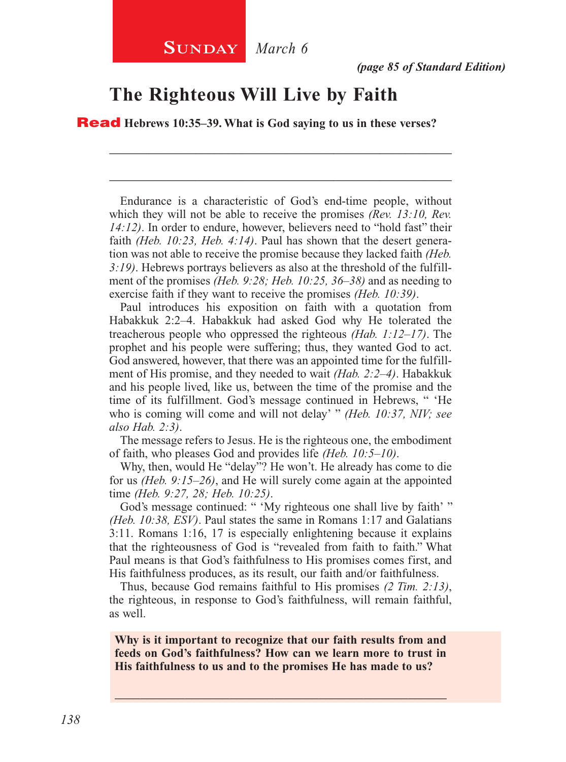**SUNDAY** *March 6*

***(page 85 of Standard Edition)***

# The Righteous Will Live by Faith

**Read Hebrews 10:35–39. What is God saying to us in these verses?**

________________________________________________________________

________________________________________________________________

Endurance is a characteristic of God's end-time people, without which they will not be able to receive the promises *(Rev. 13:10, Rev. 14:12)*. In order to endure, however, believers need to "hold fast" their faith *(Heb. 10:23, Heb. 4:14)*. Paul has shown that the desert generation was not able to receive the promise because they lacked faith *(Heb. 3:19)*. Hebrews portrays believers as also at the threshold of the fulfillment of the promises *(Heb. 9:28; Heb. 10:25, 36–38)* and as needing to exercise faith if they want to receive the promises *(Heb. 10:39)*.

Paul introduces his exposition on faith with a quotation from Habakkuk 2:2–4. Habakkuk had asked God why He tolerated the treacherous people who oppressed the righteous *(Hab. 1:12–17)*. The prophet and his people were suffering; thus, they wanted God to act. God answered, however, that there was an appointed time for the fulfillment of His promise, and they needed to wait *(Hab. 2:2–4)*. Habakkuk and his people lived, like us, between the time of the promise and the time of its fulfillment. God's message continued in Hebrews, " 'He who is coming will come and will not delay' " *(Heb. 10:37, NIV; see also Hab. 2:3)*.

The message refers to Jesus. He is the righteous one, the embodiment of faith, who pleases God and provides life *(Heb. 10:5–10)*.

Why, then, would He "delay"? He won't. He already has come to die for us *(Heb. 9:15–26)*, and He will surely come again at the appointed time *(Heb. 9:27, 28; Heb. 10:25)*.

God's message continued: " 'My righteous one shall live by faith' " *(Heb. 10:38, ESV)*. Paul states the same in Romans 1:17 and Galatians 3:11. Romans 1:16, 17 is especially enlightening because it explains that the righteousness of God is "revealed from faith to faith." What Paul means is that God's faithfulness to His promises comes first, and His faithfulness produces, as its result, our faith and/or faithfulness.

Thus, because God remains faithful to His promises *(2 Tim. 2:13)*, the righteous, in response to God's faithfulness, will remain faithful, as well.

**Why is it important to recognize that our faith results from and feeds on God's faithfulness? How can we learn more to trust in His faithfulness to us and to the promises He has made to us?**

________________________________________________________________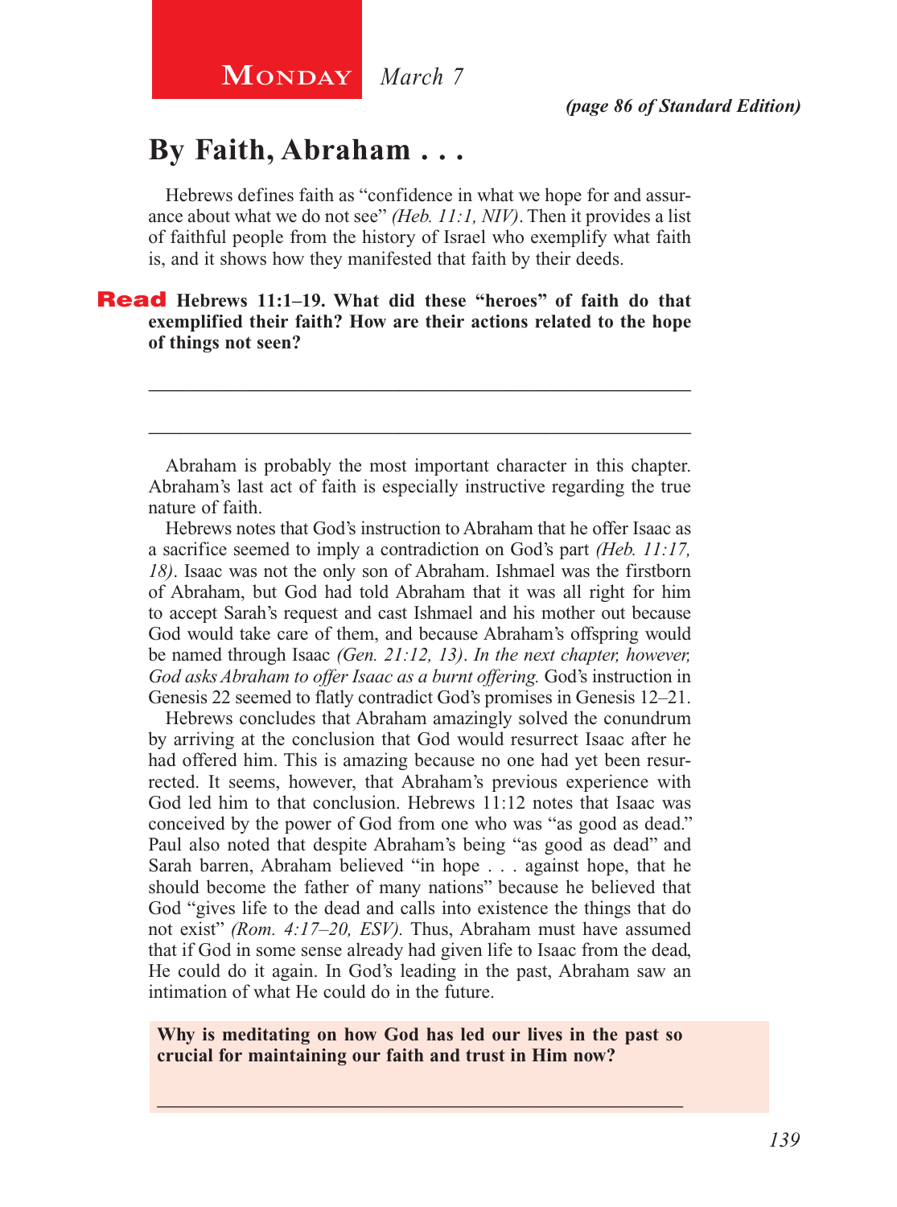**Monday** *March 7*

*(page 86 of Standard Edition)*

## By Faith, Abraham . . .

Hebrews defines faith as "confidence in what we hope for and assurance about what we do not see" *(Heb. 11:1, NIV)*. Then it provides a list of faithful people from the history of Israel who exemplify what faith is, and it shows how they manifested that faith by their deeds.

**Read Hebrews 11:1–19. What did these "heroes" of faith do that exemplified their faith? How are their actions related to the hope of things not seen?**

_______________________________________________

_______________________________________________

Abraham is probably the most important character in this chapter. Abraham's last act of faith is especially instructive regarding the true nature of faith.

Hebrews notes that God's instruction to Abraham that he offer Isaac as a sacrifice seemed to imply a contradiction on God's part *(Heb. 11:17, 18)*. Isaac was not the only son of Abraham. Ishmael was the firstborn of Abraham, but God had told Abraham that it was all right for him to accept Sarah's request and cast Ishmael and his mother out because God would take care of them, and because Abraham's offspring would be named through Isaac *(Gen. 21:12, 13)*. *In the next chapter, however, God asks Abraham to offer Isaac as a burnt offering.* God's instruction in Genesis 22 seemed to flatly contradict God's promises in Genesis 12–21.

Hebrews concludes that Abraham amazingly solved the conundrum by arriving at the conclusion that God would resurrect Isaac after he had offered him. This is amazing because no one had yet been resurrected. It seems, however, that Abraham's previous experience with God led him to that conclusion. Hebrews 11:12 notes that Isaac was conceived by the power of God from one who was "as good as dead." Paul also noted that despite Abraham's being "as good as dead" and Sarah barren, Abraham believed "in hope . . . against hope, that he should become the father of many nations" because he believed that God "gives life to the dead and calls into existence the things that do not exist" *(Rom. 4:17–20, ESV)*. Thus, Abraham must have assumed that if God in some sense already had given life to Isaac from the dead, He could do it again. In God's leading in the past, Abraham saw an intimation of what He could do in the future.

**Why is meditating on how God has led our lives in the past so crucial for maintaining our faith and trust in Him now?**

_______________________________________________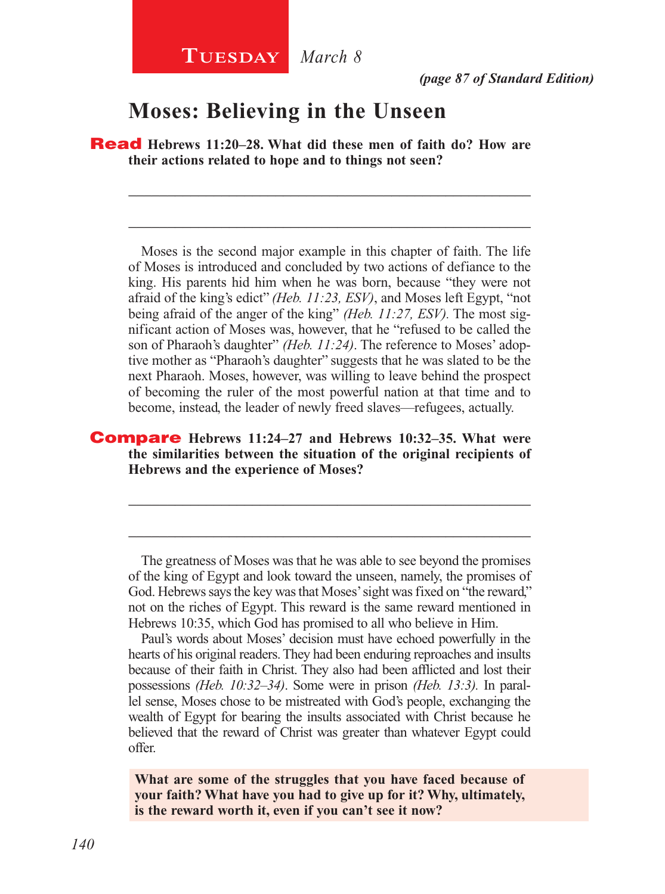**Tuesday** *March 8*

*(page 87 of Standard Edition)*

## Moses: Believing in the Unseen

**Read Hebrews 11:20–28. What did these men of faith do? How are their actions related to hope and to things not seen?**

____________________________________________________________

____________________________________________________________

Moses is the second major example in this chapter of faith. The life of Moses is introduced and concluded by two actions of defiance to the king. His parents hid him when he was born, because "they were not afraid of the king's edict" *(Heb. 11:23, ESV)*, and Moses left Egypt, "not being afraid of the anger of the king" *(Heb. 11:27, ESV)*. The most significant action of Moses was, however, that he "refused to be called the son of Pharaoh's daughter" *(Heb. 11:24)*. The reference to Moses' adoptive mother as "Pharaoh's daughter" suggests that he was slated to be the next Pharaoh. Moses, however, was willing to leave behind the prospect of becoming the ruler of the most powerful nation at that time and to become, instead, the leader of newly freed slaves—refugees, actually.

**Compare Hebrews 11:24–27 and Hebrews 10:32–35. What were the similarities between the situation of the original recipients of Hebrews and the experience of Moses?**

____________________________________________________________

____________________________________________________________

The greatness of Moses was that he was able to see beyond the promises of the king of Egypt and look toward the unseen, namely, the promises of God. Hebrews says the key was that Moses' sight was fixed on "the reward," not on the riches of Egypt. This reward is the same reward mentioned in Hebrews 10:35, which God has promised to all who believe in Him.

Paul's words about Moses' decision must have echoed powerfully in the hearts of his original readers. They had been enduring reproaches and insults because of their faith in Christ. They also had been afflicted and lost their possessions *(Heb. 10:32–34)*. Some were in prison *(Heb. 13:3)*. In parallel sense, Moses chose to be mistreated with God's people, exchanging the wealth of Egypt for bearing the insults associated with Christ because he believed that the reward of Christ was greater than whatever Egypt could offer.

**What are some of the struggles that you have faced because of your faith? What have you had to give up for it? Why, ultimately, is the reward worth it, even if you can't see it now?**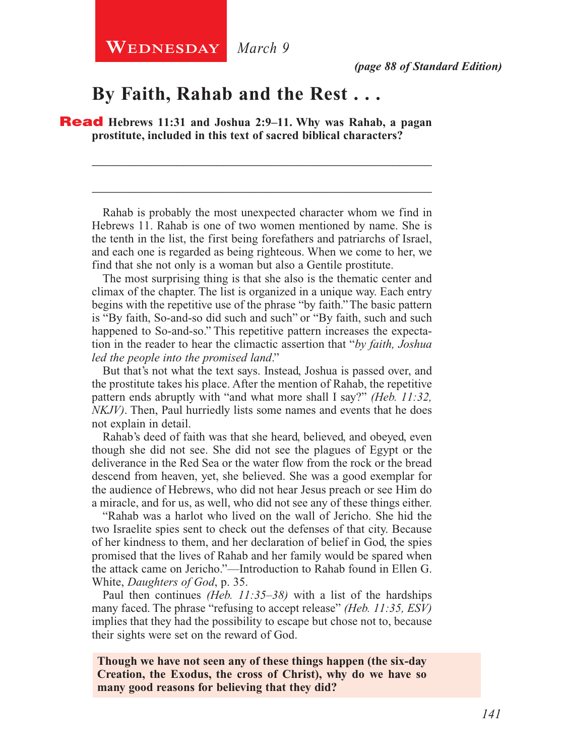**Wednesday** *March 9*

*(page 88 of Standard Edition)*

## By Faith, Rahab and the Rest . . .

**Read Hebrews 11:31 and Joshua 2:9–11. Why was Rahab, a pagan prostitute, included in this text of sacred biblical characters?**

_______________________________________________________________

_______________________________________________________________

Rahab is probably the most unexpected character whom we find in Hebrews 11. Rahab is one of two women mentioned by name. She is the tenth in the list, the first being forefathers and patriarchs of Israel, and each one is regarded as being righteous. When we come to her, we find that she not only is a woman but also a Gentile prostitute.

The most surprising thing is that she also is the thematic center and climax of the chapter. The list is organized in a unique way. Each entry begins with the repetitive use of the phrase "by faith." The basic pattern is "By faith, So-and-so did such and such" or "By faith, such and such happened to So-and-so." This repetitive pattern increases the expectation in the reader to hear the climactic assertion that "*by faith, Joshua led the people into the promised land*."

But that's not what the text says. Instead, Joshua is passed over, and the prostitute takes his place. After the mention of Rahab, the repetitive pattern ends abruptly with "and what more shall I say?" *(Heb. 11:32, NKJV)*. Then, Paul hurriedly lists some names and events that he does not explain in detail.

Rahab's deed of faith was that she heard, believed, and obeyed, even though she did not see. She did not see the plagues of Egypt or the deliverance in the Red Sea or the water flow from the rock or the bread descend from heaven, yet, she believed. She was a good exemplar for the audience of Hebrews, who did not hear Jesus preach or see Him do a miracle, and for us, as well, who did not see any of these things either.

"Rahab was a harlot who lived on the wall of Jericho. She hid the two Israelite spies sent to check out the defenses of that city. Because of her kindness to them, and her declaration of belief in God, the spies promised that the lives of Rahab and her family would be spared when the attack came on Jericho."—Introduction to Rahab found in Ellen G. White, *Daughters of God*, p. 35.

Paul then continues *(Heb. 11:35–38)* with a list of the hardships many faced. The phrase "refusing to accept release" *(Heb. 11:35, ESV)* implies that they had the possibility to escape but chose not to, because their sights were set on the reward of God.

**Though we have not seen any of these things happen (the six-day Creation, the Exodus, the cross of Christ), why do we have so many good reasons for believing that they did?**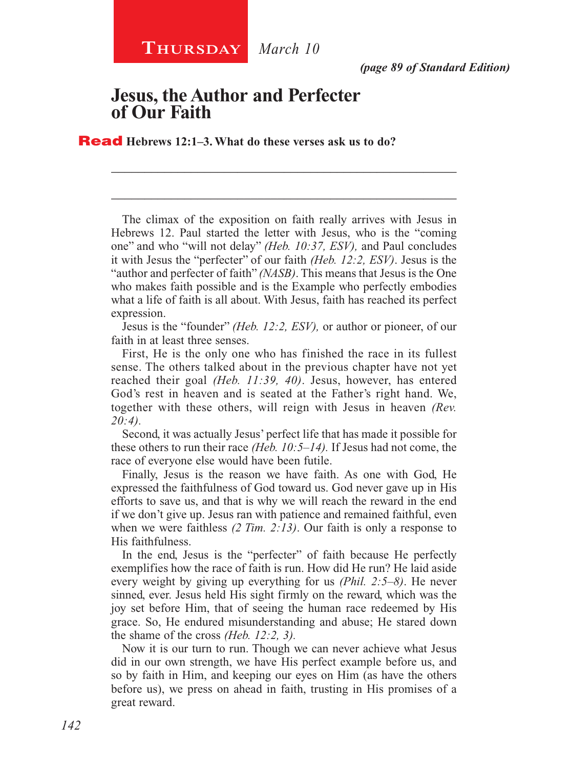**Thursday** *March 10*

*(page 89 of Standard Edition)*

# Jesus, the Author and Perfecter of Our Faith

**Read Hebrews 12:1–3. What do these verses ask us to do?**

_______________________________________________________________

_______________________________________________________________

The climax of the exposition on faith really arrives with Jesus in Hebrews 12. Paul started the letter with Jesus, who is the "coming one" and who "will not delay" *(Heb. 10:37, ESV),* and Paul concludes it with Jesus the "perfecter" of our faith *(Heb. 12:2, ESV)*. Jesus is the "author and perfecter of faith" *(NASB)*. This means that Jesus is the One who makes faith possible and is the Example who perfectly embodies what a life of faith is all about. With Jesus, faith has reached its perfect expression.

Jesus is the "founder" *(Heb. 12:2, ESV),* or author or pioneer, of our faith in at least three senses.

First, He is the only one who has finished the race in its fullest sense. The others talked about in the previous chapter have not yet reached their goal *(Heb. 11:39, 40)*. Jesus, however, has entered God's rest in heaven and is seated at the Father's right hand. We, together with these others, will reign with Jesus in heaven *(Rev. 20:4)*.

Second, it was actually Jesus' perfect life that has made it possible for these others to run their race *(Heb. 10:5–14)*. If Jesus had not come, the race of everyone else would have been futile.

Finally, Jesus is the reason we have faith. As one with God, He expressed the faithfulness of God toward us. God never gave up in His efforts to save us, and that is why we will reach the reward in the end if we don't give up. Jesus ran with patience and remained faithful, even when we were faithless *(2 Tim. 2:13)*. Our faith is only a response to His faithfulness.

In the end, Jesus is the "perfecter" of faith because He perfectly exemplifies how the race of faith is run. How did He run? He laid aside every weight by giving up everything for us *(Phil. 2:5–8)*. He never sinned, ever. Jesus held His sight firmly on the reward, which was the joy set before Him, that of seeing the human race redeemed by His grace. So, He endured misunderstanding and abuse; He stared down the shame of the cross *(Heb. 12:2, 3)*.

Now it is our turn to run. Though we can never achieve what Jesus did in our own strength, we have His perfect example before us, and so by faith in Him, and keeping our eyes on Him (as have the others before us), we press on ahead in faith, trusting in His promises of a great reward.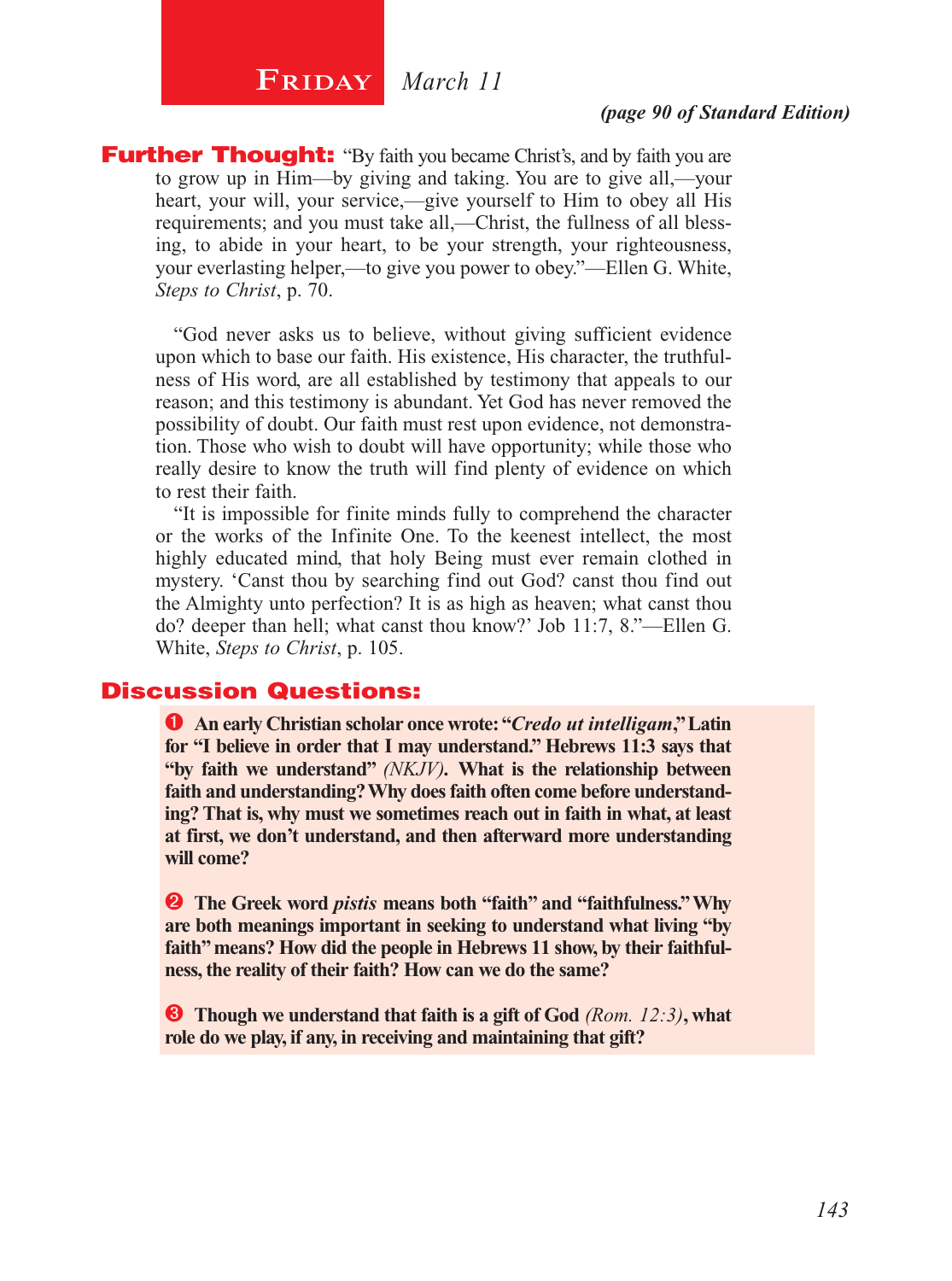# Friday *March 11*

*(page 90 of Standard Edition)*

**Further Thought:** "By faith you became Christ's, and by faith you are to grow up in Him—by giving and taking. You are to give all,—your heart, your will, your service,—give yourself to Him to obey all His requirements; and you must take all,—Christ, the fullness of all blessing, to abide in your heart, to be your strength, your righteousness, your everlasting helper,—to give you power to obey."—Ellen G. White, *Steps to Christ*, p. 70.

"God never asks us to believe, without giving sufficient evidence upon which to base our faith. His existence, His character, the truthfulness of His word, are all established by testimony that appeals to our reason; and this testimony is abundant. Yet God has never removed the possibility of doubt. Our faith must rest upon evidence, not demonstration. Those who wish to doubt will have opportunity; while those who really desire to know the truth will find plenty of evidence on which to rest their faith.

"It is impossible for finite minds fully to comprehend the character or the works of the Infinite One. To the keenest intellect, the most highly educated mind, that holy Being must ever remain clothed in mystery. 'Canst thou by searching find out God? canst thou find out the Almighty unto perfection? It is as high as heaven; what canst thou do? deeper than hell; what canst thou know?' Job 11:7, 8."—Ellen G. White, *Steps to Christ*, p. 105.

## Discussion Questions:

1. **An early Christian scholar once wrote: "*Credo ut intelligam*," Latin for "I believe in order that I may understand." Hebrews 11:3 says that "by faith we understand"** *(NKJV)*. **What is the relationship between faith and understanding? Why does faith often come before understanding? That is, why must we sometimes reach out in faith in what, at least at first, we don't understand, and then afterward more understanding will come?**

2. **The Greek word *pistis* means both "faith" and "faithfulness." Why are both meanings important in seeking to understand what living "by faith" means? How did the people in Hebrews 11 show, by their faithfulness, the reality of their faith? How can we do the same?**

3. **Though we understand that faith is a gift of God** *(Rom. 12:3)*, **what role do we play, if any, in receiving and maintaining that gift?**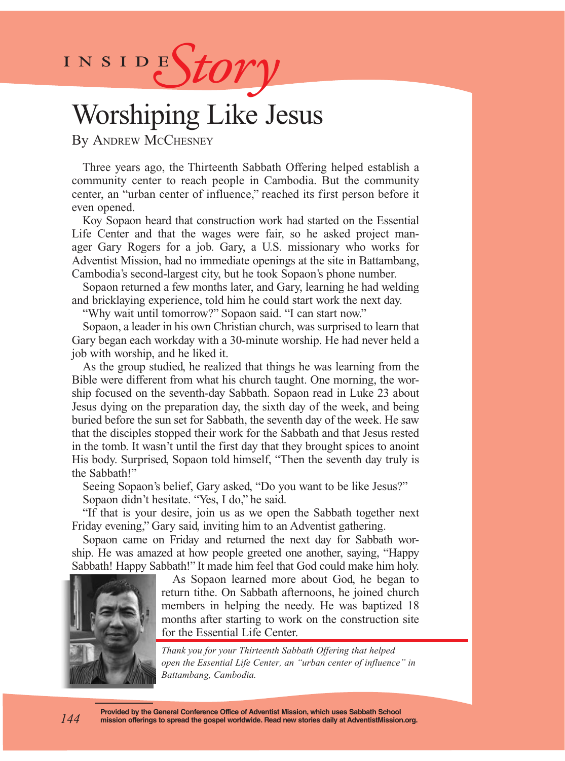INSIDE *Story*

# Worshiping Like Jesus

By Andrew McChesney

Three years ago, the Thirteenth Sabbath Offering helped establish a community center to reach people in Cambodia. But the community center, an "urban center of influence," reached its first person before it even opened.

Koy Sopaon heard that construction work had started on the Essential Life Center and that the wages were fair, so he asked project manager Gary Rogers for a job. Gary, a U.S. missionary who works for Adventist Mission, had no immediate openings at the site in Battambang, Cambodia's second-largest city, but he took Sopaon's phone number.

Sopaon returned a few months later, and Gary, learning he had welding and bricklaying experience, told him he could start work the next day.

"Why wait until tomorrow?" Sopaon said. "I can start now."

Sopaon, a leader in his own Christian church, was surprised to learn that Gary began each workday with a 30-minute worship. He had never held a job with worship, and he liked it.

As the group studied, he realized that things he was learning from the Bible were different from what his church taught. One morning, the worship focused on the seventh-day Sabbath. Sopaon read in Luke 23 about Jesus dying on the preparation day, the sixth day of the week, and being buried before the sun set for Sabbath, the seventh day of the week. He saw that the disciples stopped their work for the Sabbath and that Jesus rested in the tomb. It wasn't until the first day that they brought spices to anoint His body. Surprised, Sopaon told himself, "Then the seventh day truly is the Sabbath!"

Seeing Sopaon's belief, Gary asked, "Do you want to be like Jesus?"

Sopaon didn't hesitate. "Yes, I do," he said.

"If that is your desire, join us as we open the Sabbath together next Friday evening," Gary said, inviting him to an Adventist gathering.

Sopaon came on Friday and returned the next day for Sabbath worship. He was amazed at how people greeted one another, saying, "Happy Sabbath! Happy Sabbath!" It made him feel that God could make him holy.

As Sopaon learned more about God, he began to return tithe. On Sabbath afternoons, he joined church members in helping the needy. He was baptized 18 months after starting to work on the construction site for the Essential Life Center.

*Thank you for your Thirteenth Sabbath Offering that helped open the Essential Life Center, an "urban center of influence" in Battambang, Cambodia.*

**Provided by the General Conference Office of Adventist Mission, which uses Sabbath School mission offerings to spread the gospel worldwide. Read new stories daily at AdventistMission.org.**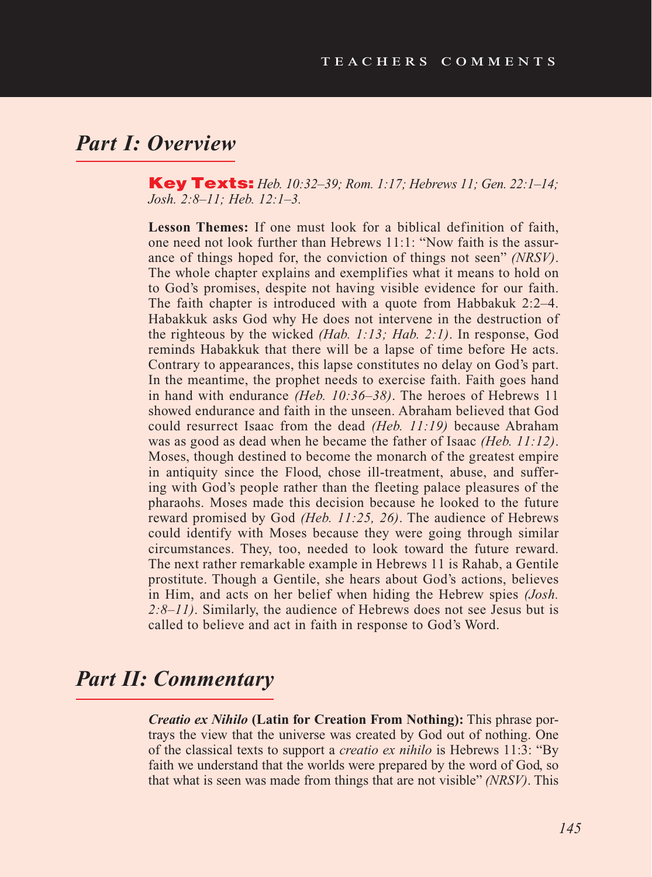## Part I: Overview

**Key Texts:** *Heb. 10:32–39; Rom. 1:17; Hebrews 11; Gen. 22:1–14; Josh. 2:8–11; Heb. 12:1–3.*

**Lesson Themes:** If one must look for a biblical definition of faith, one need not look further than Hebrews 11:1: "Now faith is the assurance of things hoped for, the conviction of things not seen" *(NRSV)*. The whole chapter explains and exemplifies what it means to hold on to God's promises, despite not having visible evidence for our faith. The faith chapter is introduced with a quote from Habbakuk 2:2–4. Habakkuk asks God why He does not intervene in the destruction of the righteous by the wicked *(Hab. 1:13; Hab. 2:1)*. In response, God reminds Habakkuk that there will be a lapse of time before He acts. Contrary to appearances, this lapse constitutes no delay on God's part. In the meantime, the prophet needs to exercise faith. Faith goes hand in hand with endurance *(Heb. 10:36–38)*. The heroes of Hebrews 11 showed endurance and faith in the unseen. Abraham believed that God could resurrect Isaac from the dead *(Heb. 11:19)* because Abraham was as good as dead when he became the father of Isaac *(Heb. 11:12)*. Moses, though destined to become the monarch of the greatest empire in antiquity since the Flood, chose ill-treatment, abuse, and suffering with God's people rather than the fleeting palace pleasures of the pharaohs. Moses made this decision because he looked to the future reward promised by God *(Heb. 11:25, 26)*. The audience of Hebrews could identify with Moses because they were going through similar circumstances. They, too, needed to look toward the future reward. The next rather remarkable example in Hebrews 11 is Rahab, a Gentile prostitute. Though a Gentile, she hears about God's actions, believes in Him, and acts on her belief when hiding the Hebrew spies *(Josh. 2:8–11)*. Similarly, the audience of Hebrews does not see Jesus but is called to believe and act in faith in response to God's Word.

## Part II: Commentary

***Creatio ex Nihilo* (Latin for Creation From Nothing):** This phrase portrays the view that the universe was created by God out of nothing. One of the classical texts to support a *creatio ex nihilo* is Hebrews 11:3: "By faith we understand that the worlds were prepared by the word of God, so that what is seen was made from things that are not visible" *(NRSV)*. This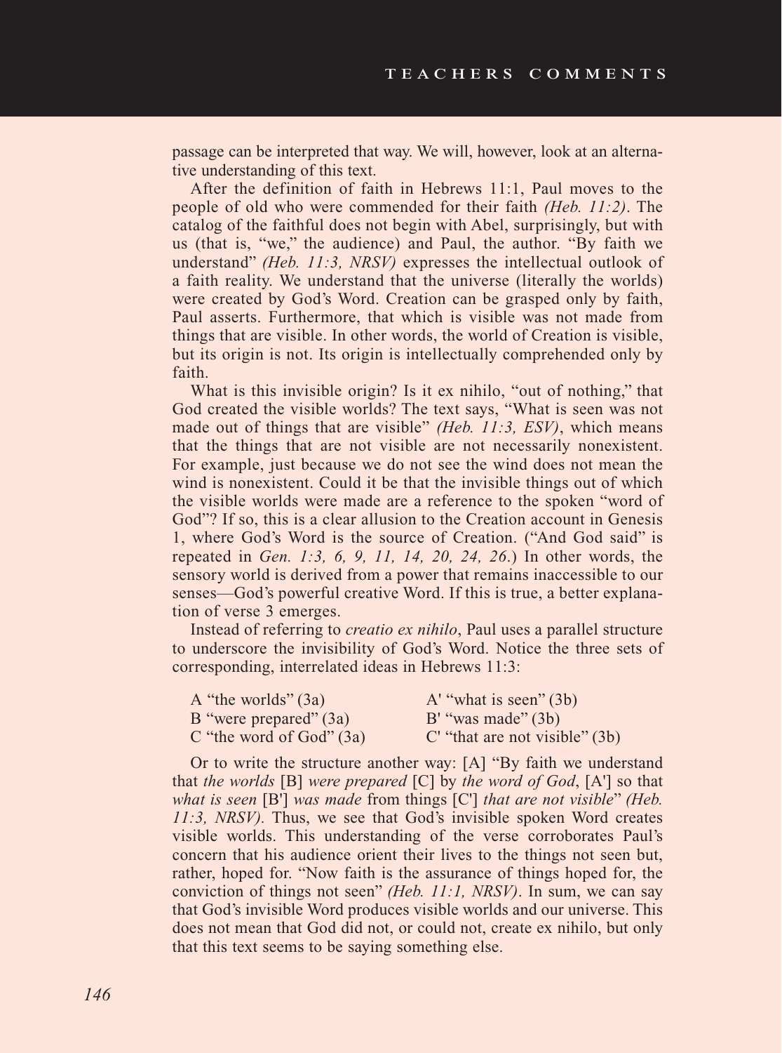passage can be interpreted that way. We will, however, look at an alternative understanding of this text.

After the definition of faith in Hebrews 11:1, Paul moves to the people of old who were commended for their faith *(Heb. 11:2)*. The catalog of the faithful does not begin with Abel, surprisingly, but with us (that is, "we," the audience) and Paul, the author. "By faith we understand" *(Heb. 11:3, NRSV)* expresses the intellectual outlook of a faith reality. We understand that the universe (literally the worlds) were created by God's Word. Creation can be grasped only by faith, Paul asserts. Furthermore, that which is visible was not made from things that are visible. In other words, the world of Creation is visible, but its origin is not. Its origin is intellectually comprehended only by faith.

What is this invisible origin? Is it ex nihilo, "out of nothing," that God created the visible worlds? The text says, "What is seen was not made out of things that are visible" *(Heb. 11:3, ESV)*, which means that the things that are not visible are not necessarily nonexistent. For example, just because we do not see the wind does not mean the wind is nonexistent. Could it be that the invisible things out of which the visible worlds were made are a reference to the spoken "word of God"? If so, this is a clear allusion to the Creation account in Genesis 1, where God's Word is the source of Creation. ("And God said" is repeated in *Gen. 1:3, 6, 9, 11, 14, 20, 24, 26*.) In other words, the sensory world is derived from a power that remains inaccessible to our senses—God's powerful creative Word. If this is true, a better explanation of verse 3 emerges.

Instead of referring to *creatio ex nihilo*, Paul uses a parallel structure to underscore the invisibility of God's Word. Notice the three sets of corresponding, interrelated ideas in Hebrews 11:3:

| | |
|---|---|
| A "the worlds" (3a) | A' "what is seen" (3b) |
| B "were prepared" (3a) | B' "was made" (3b) |
| C "the word of God" (3a) | C' "that are not visible" (3b) |

Or to write the structure another way: [A] "By faith we understand that *the worlds* [B] *were prepared* [C] by *the word of God*, [A'] so that *what is seen* [B'] *was made* from things [C'] *that are not visible*" *(Heb. 11:3, NRSV).* Thus, we see that God's invisible spoken Word creates visible worlds. This understanding of the verse corroborates Paul's concern that his audience orient their lives to the things not seen but, rather, hoped for. "Now faith is the assurance of things hoped for, the conviction of things not seen" *(Heb. 11:1, NRSV)*. In sum, we can say that God's invisible Word produces visible worlds and our universe. This does not mean that God did not, or could not, create ex nihilo, but only that this text seems to be saying something else.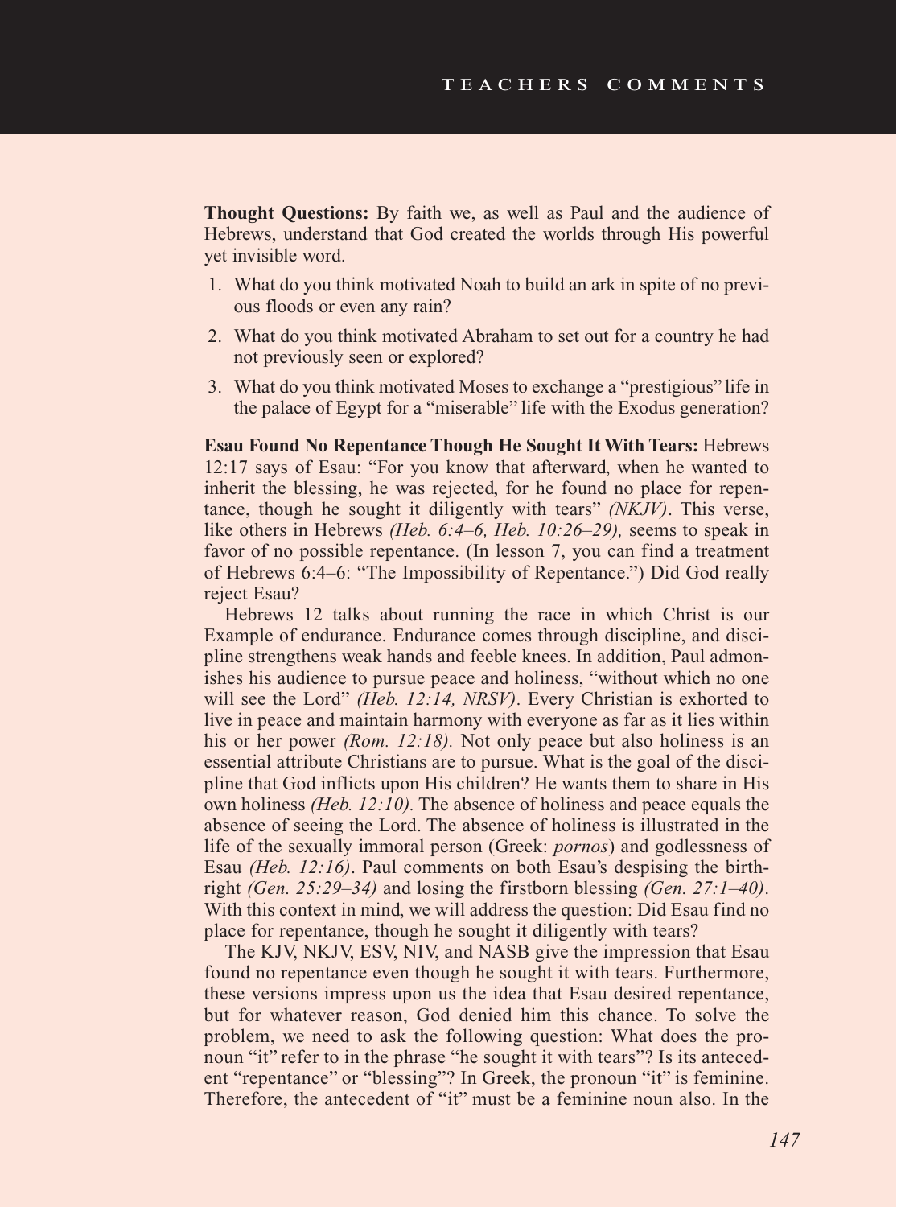**Thought Questions:** By faith we, as well as Paul and the audience of Hebrews, understand that God created the worlds through His powerful yet invisible word.

1. What do you think motivated Noah to build an ark in spite of no previous floods or even any rain?
2. What do you think motivated Abraham to set out for a country he had not previously seen or explored?
3. What do you think motivated Moses to exchange a "prestigious" life in the palace of Egypt for a "miserable" life with the Exodus generation?

**Esau Found No Repentance Though He Sought It With Tears:** Hebrews 12:17 says of Esau: "For you know that afterward, when he wanted to inherit the blessing, he was rejected, for he found no place for repentance, though he sought it diligently with tears" *(NKJV)*. This verse, like others in Hebrews *(Heb. 6:4–6, Heb. 10:26–29),* seems to speak in favor of no possible repentance. (In lesson 7, you can find a treatment of Hebrews 6:4–6: "The Impossibility of Repentance.") Did God really reject Esau?

Hebrews 12 talks about running the race in which Christ is our Example of endurance. Endurance comes through discipline, and discipline strengthens weak hands and feeble knees. In addition, Paul admonishes his audience to pursue peace and holiness, "without which no one will see the Lord" *(Heb. 12:14, NRSV)*. Every Christian is exhorted to live in peace and maintain harmony with everyone as far as it lies within his or her power *(Rom. 12:18).* Not only peace but also holiness is an essential attribute Christians are to pursue. What is the goal of the discipline that God inflicts upon His children? He wants them to share in His own holiness *(Heb. 12:10).* The absence of holiness and peace equals the absence of seeing the Lord. The absence of holiness is illustrated in the life of the sexually immoral person (Greek: *pornos*) and godlessness of Esau *(Heb. 12:16)*. Paul comments on both Esau's despising the birthright *(Gen. 25:29–34)* and losing the firstborn blessing *(Gen. 27:1–40)*. With this context in mind, we will address the question: Did Esau find no place for repentance, though he sought it diligently with tears?

The KJV, NKJV, ESV, NIV, and NASB give the impression that Esau found no repentance even though he sought it with tears. Furthermore, these versions impress upon us the idea that Esau desired repentance, but for whatever reason, God denied him this chance. To solve the problem, we need to ask the following question: What does the pronoun "it" refer to in the phrase "he sought it with tears"? Is its antecedent "repentance" or "blessing"? In Greek, the pronoun "it" is feminine. Therefore, the antecedent of "it" must be a feminine noun also. In the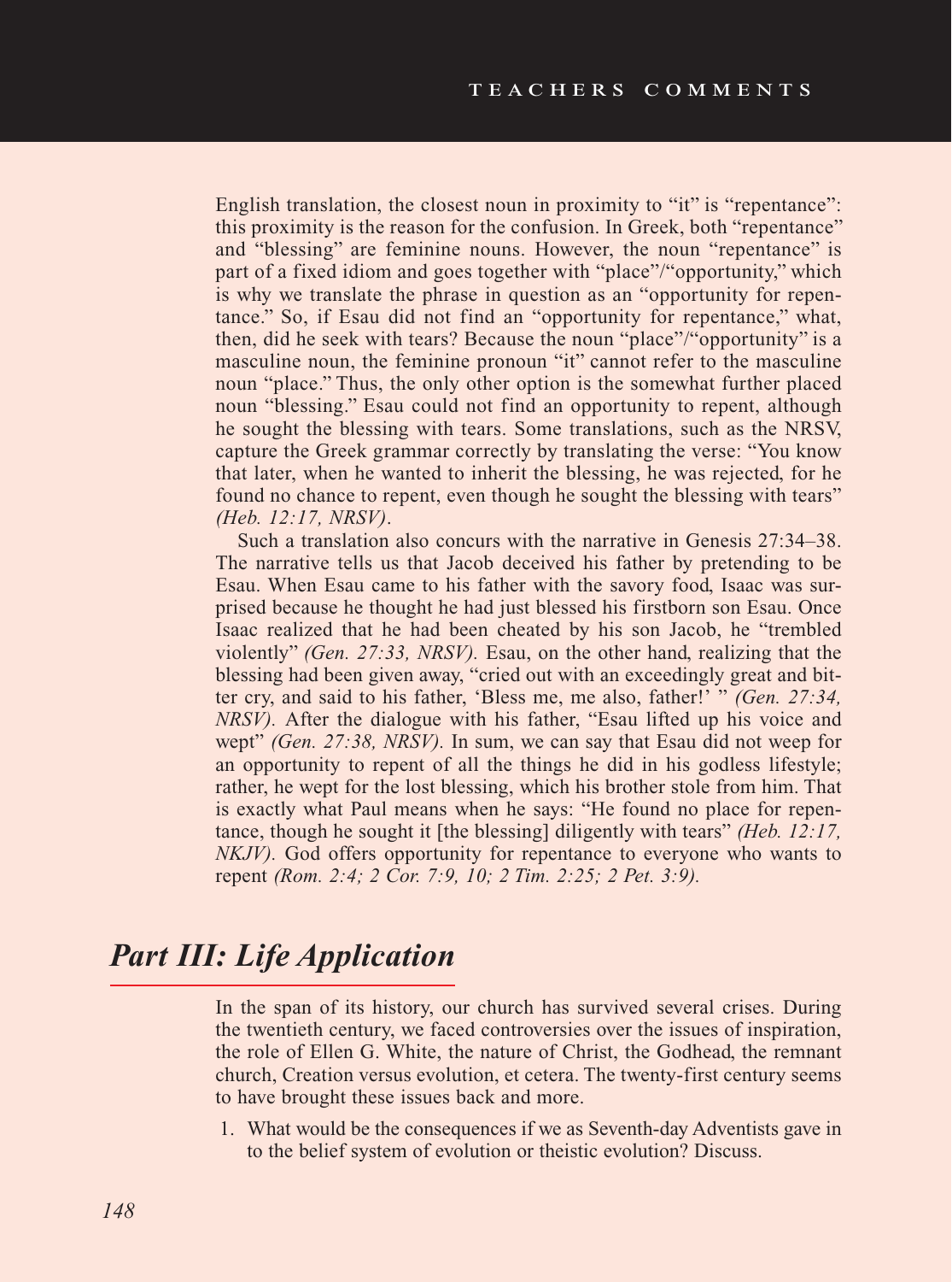English translation, the closest noun in proximity to "it" is "repentance": this proximity is the reason for the confusion. In Greek, both "repentance" and "blessing" are feminine nouns. However, the noun "repentance" is part of a fixed idiom and goes together with "place"/"opportunity," which is why we translate the phrase in question as an "opportunity for repentance." So, if Esau did not find an "opportunity for repentance," what, then, did he seek with tears? Because the noun "place"/"opportunity" is a masculine noun, the feminine pronoun "it" cannot refer to the masculine noun "place." Thus, the only other option is the somewhat further placed noun "blessing." Esau could not find an opportunity to repent, although he sought the blessing with tears. Some translations, such as the NRSV, capture the Greek grammar correctly by translating the verse: "You know that later, when he wanted to inherit the blessing, he was rejected, for he found no chance to repent, even though he sought the blessing with tears" *(Heb. 12:17, NRSV)*.

Such a translation also concurs with the narrative in Genesis 27:34–38. The narrative tells us that Jacob deceived his father by pretending to be Esau. When Esau came to his father with the savory food, Isaac was surprised because he thought he had just blessed his firstborn son Esau. Once Isaac realized that he had been cheated by his son Jacob, he "trembled violently" *(Gen. 27:33, NRSV)*. Esau, on the other hand, realizing that the blessing had been given away, "cried out with an exceedingly great and bitter cry, and said to his father, 'Bless me, me also, father!' " *(Gen. 27:34, NRSV)*. After the dialogue with his father, "Esau lifted up his voice and wept" *(Gen. 27:38, NRSV)*. In sum, we can say that Esau did not weep for an opportunity to repent of all the things he did in his godless lifestyle; rather, he wept for the lost blessing, which his brother stole from him. That is exactly what Paul means when he says: "He found no place for repentance, though he sought it [the blessing] diligently with tears" *(Heb. 12:17, NKJV)*. God offers opportunity for repentance to everyone who wants to repent *(Rom. 2:4; 2 Cor. 7:9, 10; 2 Tim. 2:25; 2 Pet. 3:9)*.

## *Part III: Life Application*

In the span of its history, our church has survived several crises. During the twentieth century, we faced controversies over the issues of inspiration, the role of Ellen G. White, the nature of Christ, the Godhead, the remnant church, Creation versus evolution, et cetera. The twenty-first century seems to have brought these issues back and more.

1. What would be the consequences if we as Seventh-day Adventists gave in to the belief system of evolution or theistic evolution? Discuss.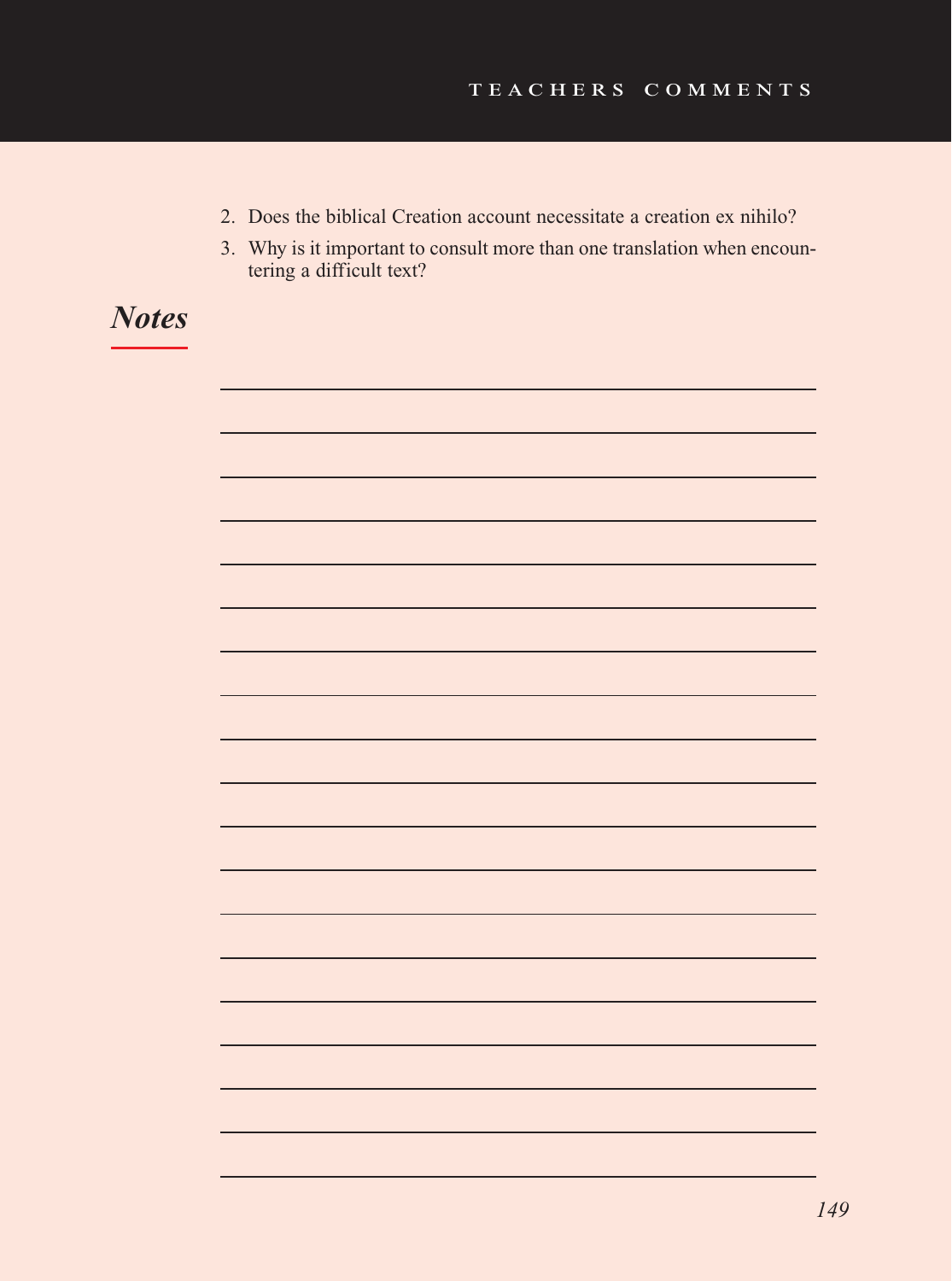2. Does the biblical Creation account necessitate a creation ex nihilo?
3. Why is it important to consult more than one translation when encountering a difficult text?

## *Notes*